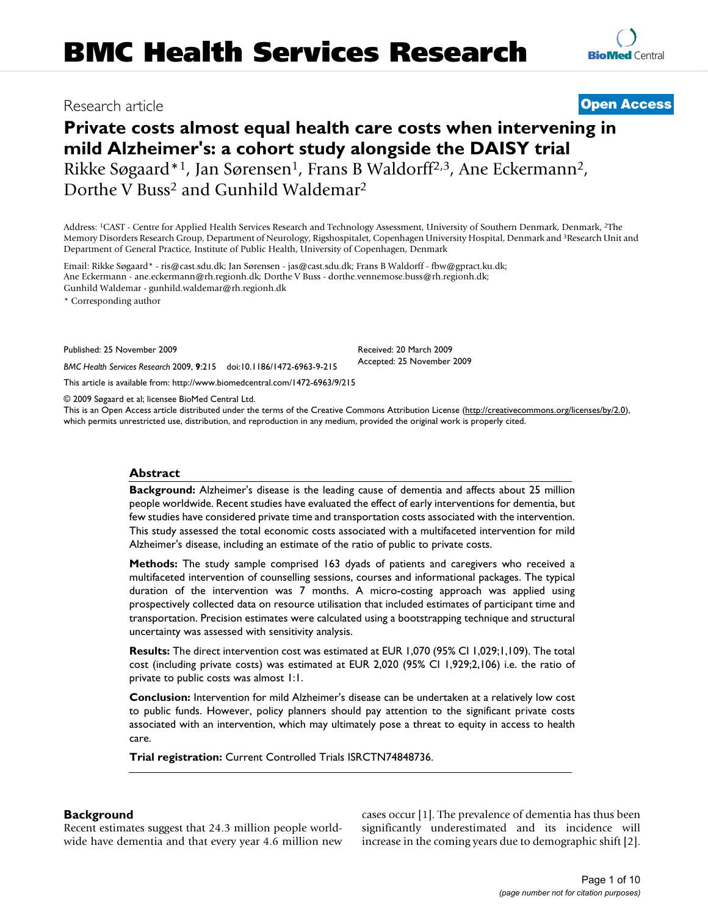# BMC Health Services Research

Research article

**Open Access**

# Private costs almost equal health care costs when intervening in mild Alzheimer's: a cohort study alongside the DAISY trial

Rikke Søgaard*[1], Jan Sørensen[1], Frans B Waldorff[2,3], Ane Eckermann[2], Dorthe V Buss[2] and Gunhild Waldemar[2]

Address: [1]CAST - Centre for Applied Health Services Research and Technology Assessment, University of Southern Denmark, Denmark, [2]The Memory Disorders Research Group, Department of Neurology, Rigshospitalet, Copenhagen University Hospital, Denmark and [3]Research Unit and Department of General Practice, Institute of Public Health, University of Copenhagen, Denmark

Email: Rikke Søgaard* - ris@cast.sdu.dk; Jan Sørensen - jas@cast.sdu.dk; Frans B Waldorff - fbw@gpract.ku.dk; Ane Eckermann - ane.eckermann@rh.regionh.dk; Dorthe V Buss - dorthe.vennemose.buss@rh.regionh.dk; Gunhild Waldemar - gunhild.waldemar@rh.regionh.dk

\* Corresponding author

Published: 25 November 2009

Received: 20 March 2009

Accepted: 25 November 2009

*BMC Health Services Research* 2009, **9**:215 doi:10.1186/1472-6963-9-215

This article is available from: http://www.biomedcentral.com/1472-6963/9/215

© 2009 Søgaard et al; licensee BioMed Central Ltd.

This is an Open Access article distributed under the terms of the Creative Commons Attribution License (http://creativecommons.org/licenses/by/2.0), which permits unrestricted use, distribution, and reproduction in any medium, provided the original work is properly cited.

## Abstract

**Background:** Alzheimer's disease is the leading cause of dementia and affects about 25 million people worldwide. Recent studies have evaluated the effect of early interventions for dementia, but few studies have considered private time and transportation costs associated with the intervention. This study assessed the total economic costs associated with a multifaceted intervention for mild Alzheimer's disease, including an estimate of the ratio of public to private costs.

**Methods:** The study sample comprised 163 dyads of patients and caregivers who received a multifaceted intervention of counselling sessions, courses and informational packages. The typical duration of the intervention was 7 months. A micro-costing approach was applied using prospectively collected data on resource utilisation that included estimates of participant time and transportation. Precision estimates were calculated using a bootstrapping technique and structural uncertainty was assessed with sensitivity analysis.

**Results:** The direct intervention cost was estimated at EUR 1,070 (95% CI 1,029;1,109). The total cost (including private costs) was estimated at EUR 2,020 (95% CI 1,929;2,106) i.e. the ratio of private to public costs was almost 1:1.

**Conclusion:** Intervention for mild Alzheimer's disease can be undertaken at a relatively low cost to public funds. However, policy planners should pay attention to the significant private costs associated with an intervention, which may ultimately pose a threat to equity in access to health care.

**Trial registration:** Current Controlled Trials ISRCTN74848736.

## Background

Recent estimates suggest that 24.3 million people worldwide have dementia and that every year 4.6 million new cases occur [1]. The prevalence of dementia has thus been significantly underestimated and its incidence will increase in the coming years due to demographic shift [2].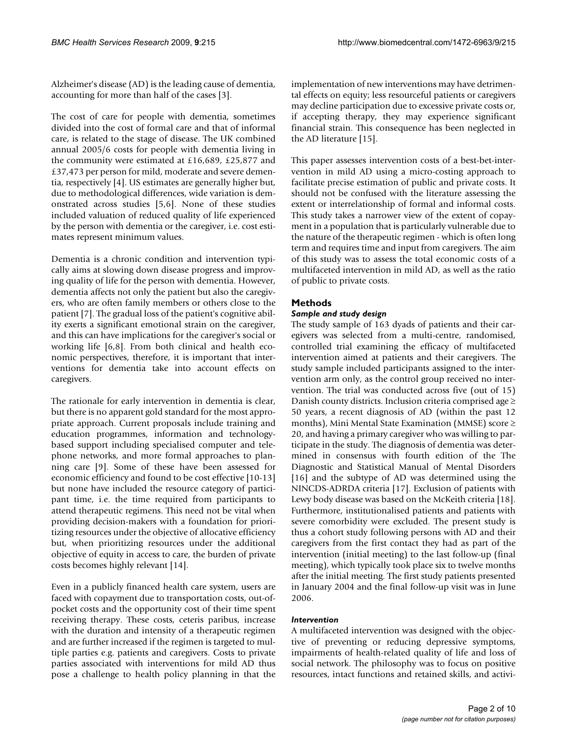Alzheimer's disease (AD) is the leading cause of dementia, accounting for more than half of the cases [3].

The cost of care for people with dementia, sometimes divided into the cost of formal care and that of informal care, is related to the stage of disease. The UK combined annual 2005/6 costs for people with dementia living in the community were estimated at £16,689, £25,877 and £37,473 per person for mild, moderate and severe dementia, respectively [4]. US estimates are generally higher but, due to methodological differences, wide variation is demonstrated across studies [5,6]. None of these studies included valuation of reduced quality of life experienced by the person with dementia or the caregiver, i.e. cost estimates represent minimum values.

Dementia is a chronic condition and intervention typically aims at slowing down disease progress and improving quality of life for the person with dementia. However, dementia affects not only the patient but also the caregivers, who are often family members or others close to the patient [7]. The gradual loss of the patient's cognitive ability exerts a significant emotional strain on the caregiver, and this can have implications for the caregiver's social or working life [6,8]. From both clinical and health economic perspectives, therefore, it is important that interventions for dementia take into account effects on caregivers.

The rationale for early intervention in dementia is clear, but there is no apparent gold standard for the most appropriate approach. Current proposals include training and education programmes, information and technology-based support including specialised computer and telephone networks, and more formal approaches to planning care [9]. Some of these have been assessed for economic efficiency and found to be cost effective [10-13] but none have included the resource category of participant time, i.e. the time required from participants to attend therapeutic regimens. This need not be vital when providing decision-makers with a foundation for prioritizing resources under the objective of allocative efficiency but, when prioritizing resources under the additional objective of equity in access to care, the burden of private costs becomes highly relevant [14].

Even in a publicly financed health care system, users are faced with copayment due to transportation costs, out-of-pocket costs and the opportunity cost of their time spent receiving therapy. These costs, ceteris paribus, increase with the duration and intensity of a therapeutic regimen and are further increased if the regimen is targeted to multiple parties e.g. patients and caregivers. Costs to private parties associated with interventions for mild AD thus pose a challenge to health policy planning in that the implementation of new interventions may have detrimental effects on equity; less resourceful patients or caregivers may decline participation due to excessive private costs or, if accepting therapy, they may experience significant financial strain. This consequence has been neglected in the AD literature [15].

This paper assesses intervention costs of a best-bet-intervention in mild AD using a micro-costing approach to facilitate precise estimation of public and private costs. It should not be confused with the literature assessing the extent or interrelationship of formal and informal costs. This study takes a narrower view of the extent of copayment in a population that is particularly vulnerable due to the nature of the therapeutic regimen - which is often long term and requires time and input from caregivers. The aim of this study was to assess the total economic costs of a multifaceted intervention in mild AD, as well as the ratio of public to private costs.

## Methods

### *Sample and study design*

The study sample of 163 dyads of patients and their caregivers was selected from a multi-centre, randomised, controlled trial examining the efficacy of multifaceted intervention aimed at patients and their caregivers. The study sample included participants assigned to the intervention arm only, as the control group received no intervention. The trial was conducted across five (out of 15) Danish county districts. Inclusion criteria comprised age ≥ 50 years, a recent diagnosis of AD (within the past 12 months), Mini Mental State Examination (MMSE) score ≥ 20, and having a primary caregiver who was willing to participate in the study. The diagnosis of dementia was determined in consensus with fourth edition of the The Diagnostic and Statistical Manual of Mental Disorders [16] and the subtype of AD was determined using the NINCDS-ADRDA criteria [17]. Exclusion of patients with Lewy body disease was based on the McKeith criteria [18]. Furthermore, institutionalised patients and patients with severe comorbidity were excluded. The present study is thus a cohort study following persons with AD and their caregivers from the first contact they had as part of the intervention (initial meeting) to the last follow-up (final meeting), which typically took place six to twelve months after the initial meeting. The first study patients presented in January 2004 and the final follow-up visit was in June 2006.

### *Intervention*

A multifaceted intervention was designed with the objective of preventing or reducing depressive symptoms, impairments of health-related quality of life and loss of social network. The philosophy was to focus on positive resources, intact functions and retained skills, and activi-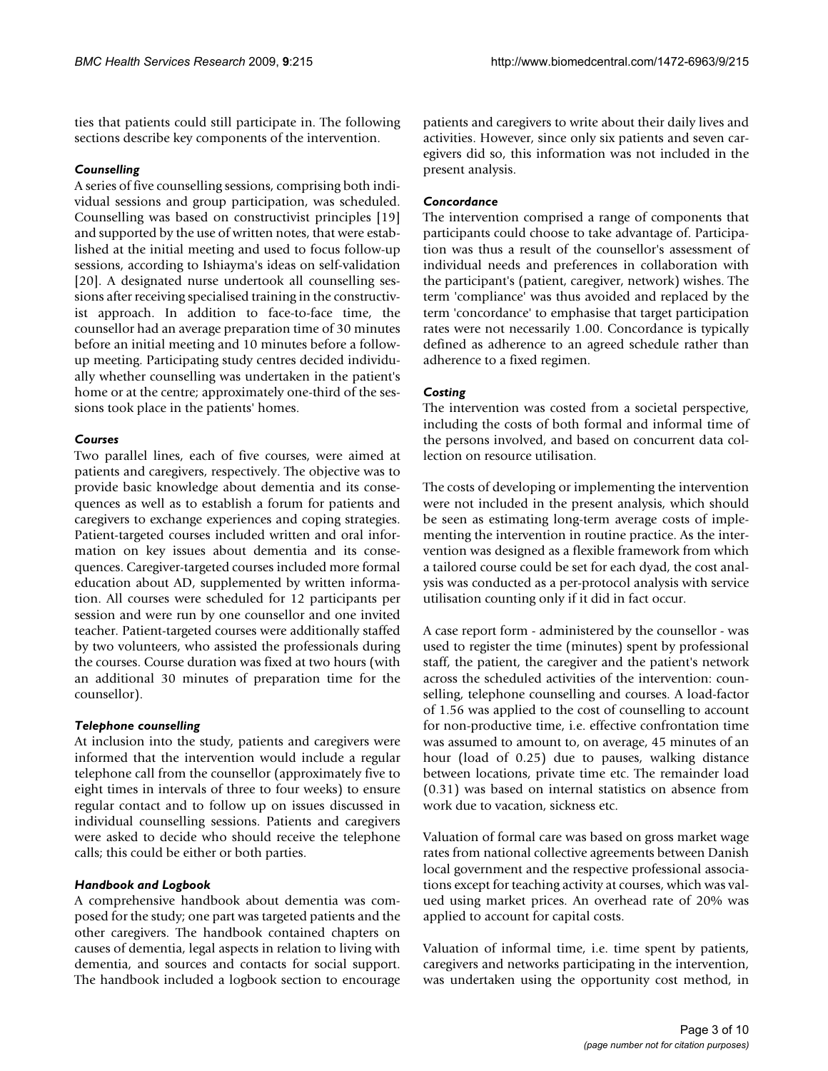ties that patients could still participate in. The following sections describe key components of the intervention.

### *Counselling*

A series of five counselling sessions, comprising both individual sessions and group participation, was scheduled. Counselling was based on constructivist principles [19] and supported by the use of written notes, that were established at the initial meeting and used to focus follow-up sessions, according to Ishiayma's ideas on self-validation [20]. A designated nurse undertook all counselling sessions after receiving specialised training in the constructivist approach. In addition to face-to-face time, the counsellor had an average preparation time of 30 minutes before an initial meeting and 10 minutes before a follow-up meeting. Participating study centres decided individually whether counselling was undertaken in the patient's home or at the centre; approximately one-third of the sessions took place in the patients' homes.

### *Courses*

Two parallel lines, each of five courses, were aimed at patients and caregivers, respectively. The objective was to provide basic knowledge about dementia and its consequences as well as to establish a forum for patients and caregivers to exchange experiences and coping strategies. Patient-targeted courses included written and oral information on key issues about dementia and its consequences. Caregiver-targeted courses included more formal education about AD, supplemented by written information. All courses were scheduled for 12 participants per session and were run by one counsellor and one invited teacher. Patient-targeted courses were additionally staffed by two volunteers, who assisted the professionals during the courses. Course duration was fixed at two hours (with an additional 30 minutes of preparation time for the counsellor).

### *Telephone counselling*

At inclusion into the study, patients and caregivers were informed that the intervention would include a regular telephone call from the counsellor (approximately five to eight times in intervals of three to four weeks) to ensure regular contact and to follow up on issues discussed in individual counselling sessions. Patients and caregivers were asked to decide who should receive the telephone calls; this could be either or both parties.

### *Handbook and Logbook*

A comprehensive handbook about dementia was composed for the study; one part was targeted patients and the other caregivers. The handbook contained chapters on causes of dementia, legal aspects in relation to living with dementia, and sources and contacts for social support. The handbook included a logbook section to encourage patients and caregivers to write about their daily lives and activities. However, since only six patients and seven caregivers did so, this information was not included in the present analysis.

### *Concordance*

The intervention comprised a range of components that participants could choose to take advantage of. Participation was thus a result of the counsellor's assessment of individual needs and preferences in collaboration with the participant's (patient, caregiver, network) wishes. The term 'compliance' was thus avoided and replaced by the term 'concordance' to emphasise that target participation rates were not necessarily 1.00. Concordance is typically defined as adherence to an agreed schedule rather than adherence to a fixed regimen.

### *Costing*

The intervention was costed from a societal perspective, including the costs of both formal and informal time of the persons involved, and based on concurrent data collection on resource utilisation.

The costs of developing or implementing the intervention were not included in the present analysis, which should be seen as estimating long-term average costs of implementing the intervention in routine practice. As the intervention was designed as a flexible framework from which a tailored course could be set for each dyad, the cost analysis was conducted as a per-protocol analysis with service utilisation counting only if it did in fact occur.

A case report form - administered by the counsellor - was used to register the time (minutes) spent by professional staff, the patient, the caregiver and the patient's network across the scheduled activities of the intervention: counselling, telephone counselling and courses. A load-factor of 1.56 was applied to the cost of counselling to account for non-productive time, i.e. effective confrontation time was assumed to amount to, on average, 45 minutes of an hour (load of 0.25) due to pauses, walking distance between locations, private time etc. The remainder load (0.31) was based on internal statistics on absence from work due to vacation, sickness etc.

Valuation of formal care was based on gross market wage rates from national collective agreements between Danish local government and the respective professional associations except for teaching activity at courses, which was valued using market prices. An overhead rate of 20% was applied to account for capital costs.

Valuation of informal time, i.e. time spent by patients, caregivers and networks participating in the intervention, was undertaken using the opportunity cost method, in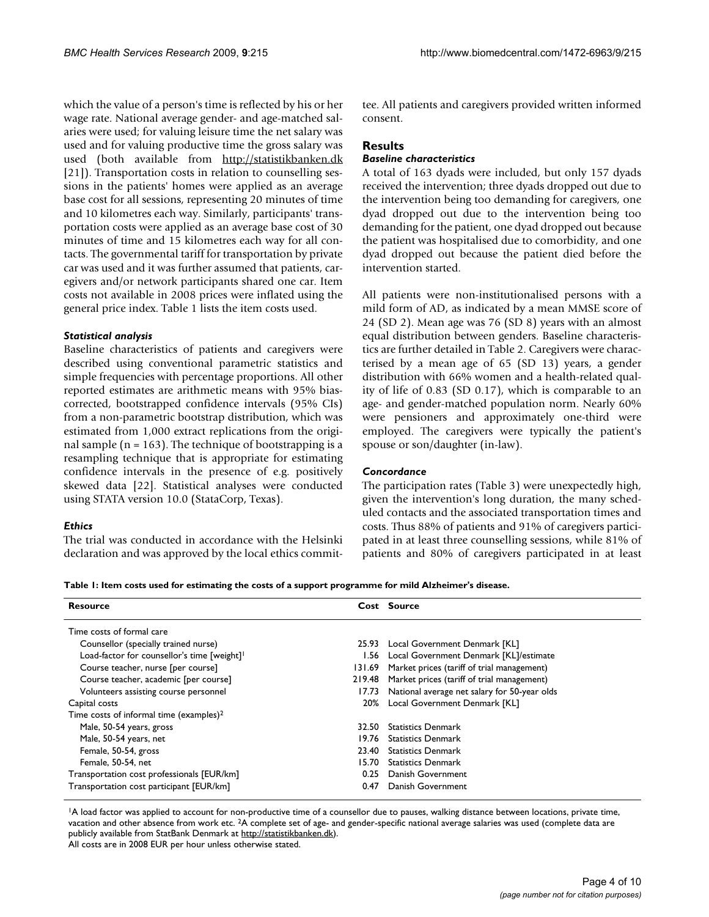which the value of a person's time is reflected by his or her wage rate. National average gender- and age-matched salaries were used; for valuing leisure time the net salary was used and for valuing productive time the gross salary was used (both available from http://statistikbanken.dk [21]). Transportation costs in relation to counselling sessions in the patients' homes were applied as an average base cost for all sessions, representing 20 minutes of time and 10 kilometres each way. Similarly, participants' transportation costs were applied as an average base cost of 30 minutes of time and 15 kilometres each way for all contacts. The governmental tariff for transportation by private car was used and it was further assumed that patients, caregivers and/or network participants shared one car. Item costs not available in 2008 prices were inflated using the general price index. Table 1 lists the item costs used.

### *Statistical analysis*

Baseline characteristics of patients and caregivers were described using conventional parametric statistics and simple frequencies with percentage proportions. All other reported estimates are arithmetic means with 95% bias-corrected, bootstrapped confidence intervals (95% CIs) from a non-parametric bootstrap distribution, which was estimated from 1,000 extract replications from the original sample (n = 163). The technique of bootstrapping is a resampling technique that is appropriate for estimating confidence intervals in the presence of e.g. positively skewed data [22]. Statistical analyses were conducted using STATA version 10.0 (StataCorp, Texas).

### *Ethics*

The trial was conducted in accordance with the Helsinki declaration and was approved by the local ethics committee. All patients and caregivers provided written informed consent.

## Results

### *Baseline characteristics*

A total of 163 dyads were included, but only 157 dyads received the intervention; three dyads dropped out due to the intervention being too demanding for caregivers, one dyad dropped out due to the intervention being too demanding for the patient, one dyad dropped out because the patient was hospitalised due to comorbidity, and one dyad dropped out because the patient died before the intervention started.

All patients were non-institutionalised persons with a mild form of AD, as indicated by a mean MMSE score of 24 (SD 2). Mean age was 76 (SD 8) years with an almost equal distribution between genders. Baseline characteristics are further detailed in Table 2. Caregivers were characterised by a mean age of 65 (SD 13) years, a gender distribution with 66% women and a health-related quality of life of 0.83 (SD 0.17), which is comparable to an age- and gender-matched population norm. Nearly 60% were pensioners and approximately one-third were employed. The caregivers were typically the patient's spouse or son/daughter (in-law).

### *Concordance*

The participation rates (Table 3) were unexpectedly high, given the intervention's long duration, the many scheduled contacts and the associated transportation times and costs. Thus 88% of patients and 91% of caregivers participated in at least three counselling sessions, while 81% of patients and 80% of caregivers participated in at least

**Table 1: Item costs used for estimating the costs of a support programme for mild Alzheimer's disease.**

| Resource | Cost | Source |
| --- | --- | --- |
| Time costs of formal care | | |
| Counsellor (specially trained nurse) | 25.93 | Local Government Denmark [KL] |
| Load-factor for counsellor's time [weight][1] | 1.56 | Local Government Denmark [KL]/estimate |
| Course teacher, nurse [per course] | 131.69 | Market prices (tariff of trial management) |
| Course teacher, academic [per course] | 219.48 | Market prices (tariff of trial management) |
| Volunteers assisting course personnel | 17.73 | National average net salary for 50-year olds |
| Capital costs | 20% | Local Government Denmark [KL] |
| Time costs of informal time (examples)[2] | | |
| Male, 50-54 years, gross | 32.50 | Statistics Denmark |
| Male, 50-54 years, net | 19.76 | Statistics Denmark |
| Female, 50-54, gross | 23.40 | Statistics Denmark |
| Female, 50-54, net | 15.70 | Statistics Denmark |
| Transportation cost professionals [EUR/km] | 0.25 | Danish Government |
| Transportation cost participant [EUR/km] | 0.47 | Danish Government |

[1]A load factor was applied to account for non-productive time of a counsellor due to pauses, walking distance between locations, private time, vacation and other absence from work etc. [2]A complete set of age- and gender-specific national average salaries was used (complete data are publicly available from StatBank Denmark at http://statistikbanken.dk).
All costs are in 2008 EUR per hour unless otherwise stated.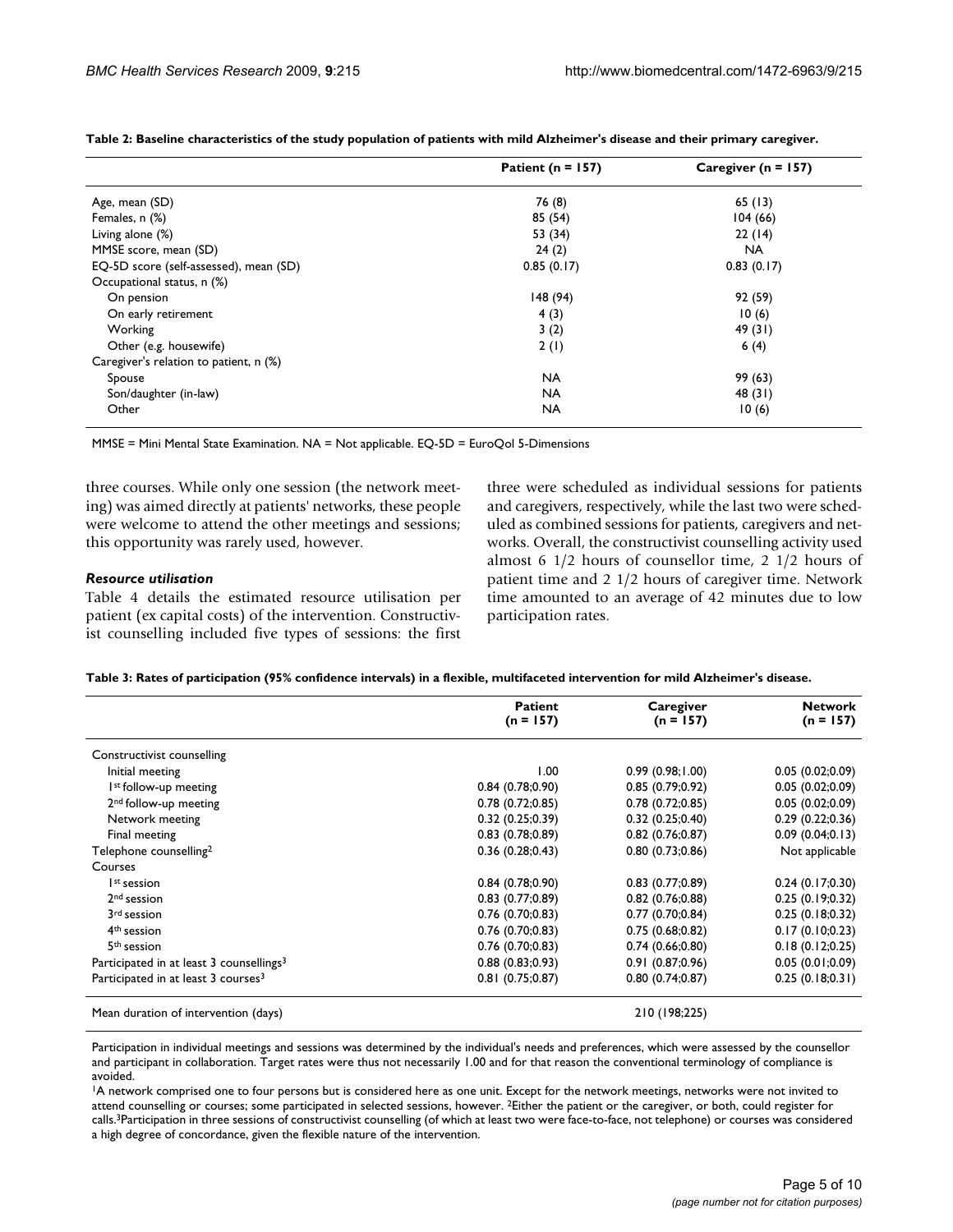**Table 2: Baseline characteristics of the study population of patients with mild Alzheimer's disease and their primary caregiver.**

| | Patient (n = 157) | Caregiver (n = 157) |
|---|---|---|
| Age, mean (SD) | 76 (8) | 65 (13) |
| Females, n (%) | 85 (54) | 104 (66) |
| Living alone (%) | 53 (34) | 22 (14) |
| MMSE score, mean (SD) | 24 (2) | NA |
| EQ-5D score (self-assessed), mean (SD) | 0.85 (0.17) | 0.83 (0.17) |
| Occupational status, n (%) | | |
| On pension | 148 (94) | 92 (59) |
| On early retirement | 4 (3) | 10 (6) |
| Working | 3 (2) | 49 (31) |
| Other (e.g. housewife) | 2 (1) | 6 (4) |
| Caregiver's relation to patient, n (%) | | |
| Spouse | NA | 99 (63) |
| Son/daughter (in-law) | NA | 48 (31) |
| Other | NA | 10 (6) |

MMSE = Mini Mental State Examination. NA = Not applicable. EQ-5D = EuroQol 5-Dimensions

three courses. While only one session (the network meeting) was aimed directly at patients' networks, these people were welcome to attend the other meetings and sessions; this opportunity was rarely used, however.

### *Resource utilisation*

Table 4 details the estimated resource utilisation per patient (ex capital costs) of the intervention. Constructivist counselling included five types of sessions: the first three were scheduled as individual sessions for patients and caregivers, respectively, while the last two were scheduled as combined sessions for patients, caregivers and networks. Overall, the constructivist counselling activity used almost 6 1/2 hours of counsellor time, 2 1/2 hours of patient time and 2 1/2 hours of caregiver time. Network time amounted to an average of 42 minutes due to low participation rates.

**Table 3: Rates of participation (95% confidence intervals) in a flexible, multifaceted intervention for mild Alzheimer's disease.**

| | Patient (n = 157) | Caregiver (n = 157) | Network (n = 157) |
|---|---|---|---|
| Constructivist counselling | | | |
| Initial meeting | 1.00 | 0.99 (0.98;1.00) | 0.05 (0.02;0.09) |
| 1st follow-up meeting | 0.84 (0.78;0.90) | 0.85 (0.79;0.92) | 0.05 (0.02;0.09) |
| 2nd follow-up meeting | 0.78 (0.72;0.85) | 0.78 (0.72;0.85) | 0.05 (0.02;0.09) |
| Network meeting | 0.32 (0.25;0.39) | 0.32 (0.25;0.40) | 0.29 (0.22;0.36) |
| Final meeting | 0.83 (0.78;0.89) | 0.82 (0.76;0.87) | 0.09 (0.04;0.13) |
| Telephone counselling[2] | 0.36 (0.28;0.43) | 0.80 (0.73;0.86) | Not applicable |
| Courses | | | |
| 1st session | 0.84 (0.78;0.90) | 0.83 (0.77;0.89) | 0.24 (0.17;0.30) |
| 2nd session | 0.83 (0.77;0.89) | 0.82 (0.76;0.88) | 0.25 (0.19;0.32) |
| 3rd session | 0.76 (0.70;0.83) | 0.77 (0.70;0.84) | 0.25 (0.18;0.32) |
| 4th session | 0.76 (0.70;0.83) | 0.75 (0.68;0.82) | 0.17 (0.10;0.23) |
| 5th session | 0.76 (0.70;0.83) | 0.74 (0.66;0.80) | 0.18 (0.12;0.25) |
| Participated in at least 3 counsellings[3] | 0.88 (0.83;0.93) | 0.91 (0.87;0.96) | 0.05 (0.01;0.09) |
| Participated in at least 3 courses[3] | 0.81 (0.75;0.87) | 0.80 (0.74;0.87) | 0.25 (0.18;0.31) |
| Mean duration of intervention (days) | | 210 (198;225) | |

Participation in individual meetings and sessions was determined by the individual's needs and preferences, which were assessed by the counsellor and participant in collaboration. Target rates were thus not necessarily 1.00 and for that reason the conventional terminology of compliance is avoided.

[1]A network comprised one to four persons but is considered here as one unit. Except for the network meetings, networks were not invited to attend counselling or courses; some participated in selected sessions, however. [2]Either the patient or the caregiver, or both, could register for calls.[3]Participation in three sessions of constructivist counselling (of which at least two were face-to-face, not telephone) or courses was considered a high degree of concordance, given the flexible nature of the intervention.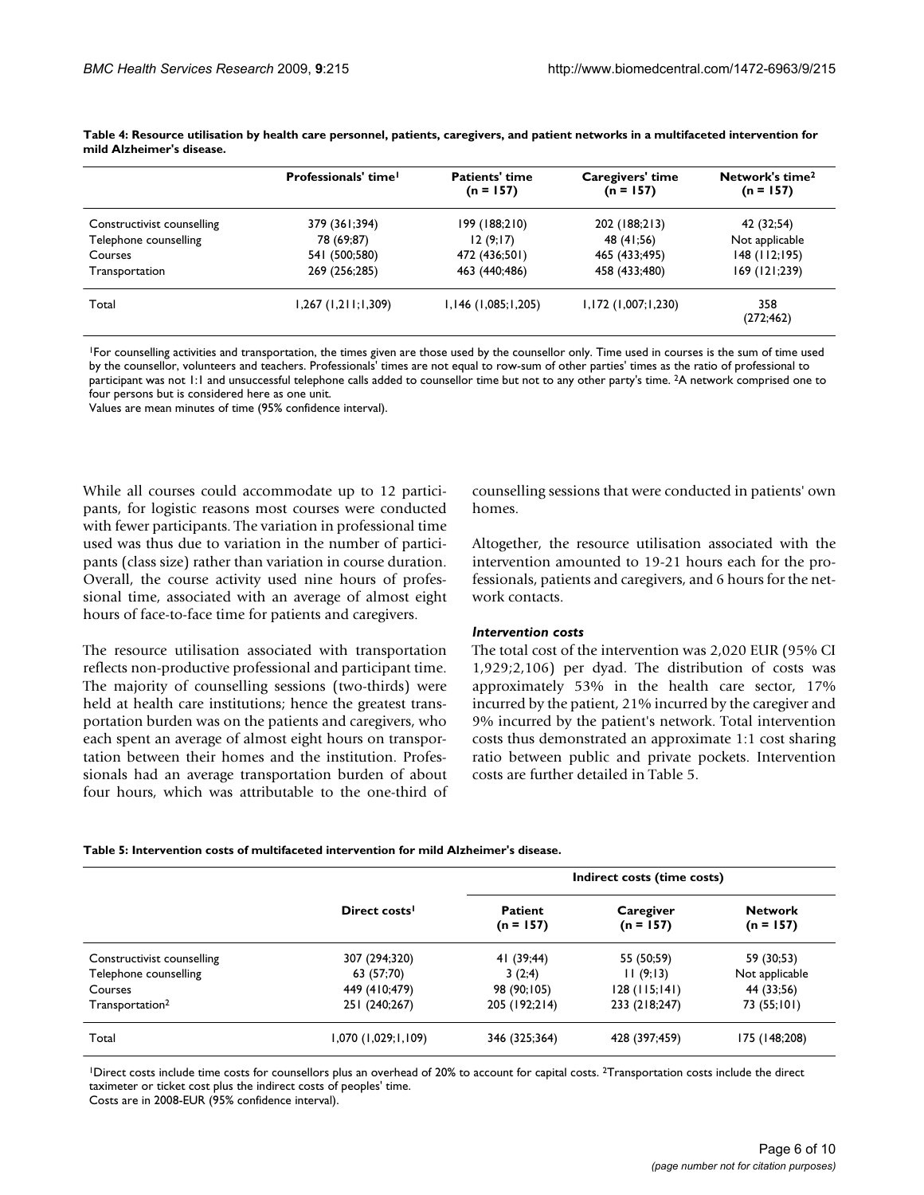**Table 4: Resource utilisation by health care personnel, patients, caregivers, and patient networks in a multifaceted intervention for mild Alzheimer's disease.**

| | Professionals' time[1] | Patients' time (n = 157) | Caregivers' time (n = 157) | Network's time[2] (n = 157) |
|---|---|---|---|---|
| Constructivist counselling | 379 (361;394) | 199 (188;210) | 202 (188;213) | 42 (32;54) |
| Telephone counselling | 78 (69;87) | 12 (9;17) | 48 (41;56) | Not applicable |
| Courses | 541 (500;580) | 472 (436;501) | 465 (433;495) | 148 (112;195) |
| Transportation | 269 (256;285) | 463 (440;486) | 458 (433;480) | 169 (121;239) |
| Total | 1,267 (1,211;1,309) | 1,146 (1,085;1,205) | 1,172 (1,007;1,230) | 358 (272;462) |

[1]For counselling activities and transportation, the times given are those used by the counsellor only. Time used in courses is the sum of time used by the counsellor, volunteers and teachers. Professionals' times are not equal to row-sum of other parties' times as the ratio of professional to participant was not 1:1 and unsuccessful telephone calls added to counsellor time but not to any other party's time. [2]A network comprised one to four persons but is considered here as one unit.
Values are mean minutes of time (95% confidence interval).

While all courses could accommodate up to 12 participants, for logistic reasons most courses were conducted with fewer participants. The variation in professional time used was thus due to variation in the number of participants (class size) rather than variation in course duration. Overall, the course activity used nine hours of professional time, associated with an average of almost eight hours of face-to-face time for patients and caregivers.

The resource utilisation associated with transportation reflects non-productive professional and participant time. The majority of counselling sessions (two-thirds) were held at health care institutions; hence the greatest transportation burden was on the patients and caregivers, who each spent an average of almost eight hours on transportation between their homes and the institution. Professionals had an average transportation burden of about four hours, which was attributable to the one-third of counselling sessions that were conducted in patients' own homes.

Altogether, the resource utilisation associated with the intervention amounted to 19-21 hours each for the professionals, patients and caregivers, and 6 hours for the network contacts.

### *Intervention costs*

The total cost of the intervention was 2,020 EUR (95% CI 1,929;2,106) per dyad. The distribution of costs was approximately 53% in the health care sector, 17% incurred by the patient, 21% incurred by the caregiver and 9% incurred by the patient's network. Total intervention costs thus demonstrated an approximate 1:1 cost sharing ratio between public and private pockets. Intervention costs are further detailed in Table 5.

**Table 5: Intervention costs of multifaceted intervention for mild Alzheimer's disease.**

| | | Indirect costs (time costs) | | |
|---|---|---|---|---|
| | Direct costs[1] | Patient (n = 157) | Caregiver (n = 157) | Network (n = 157) |
| Constructivist counselling | 307 (294;320) | 41 (39;44) | 55 (50;59) | 59 (30;53) |
| Telephone counselling | 63 (57;70) | 3 (2;4) | 11 (9;13) | Not applicable |
| Courses | 449 (410;479) | 98 (90;105) | 128 (115;141) | 44 (33;56) |
| Transportation[2] | 251 (240;267) | 205 (192;214) | 233 (218;247) | 73 (55;101) |
| Total | 1,070 (1,029;1,109) | 346 (325;364) | 428 (397;459) | 175 (148;208) |

[1]Direct costs include time costs for counsellors plus an overhead of 20% to account for capital costs. [2]Transportation costs include the direct taximeter or ticket cost plus the indirect costs of peoples' time.
Costs are in 2008-EUR (95% confidence interval).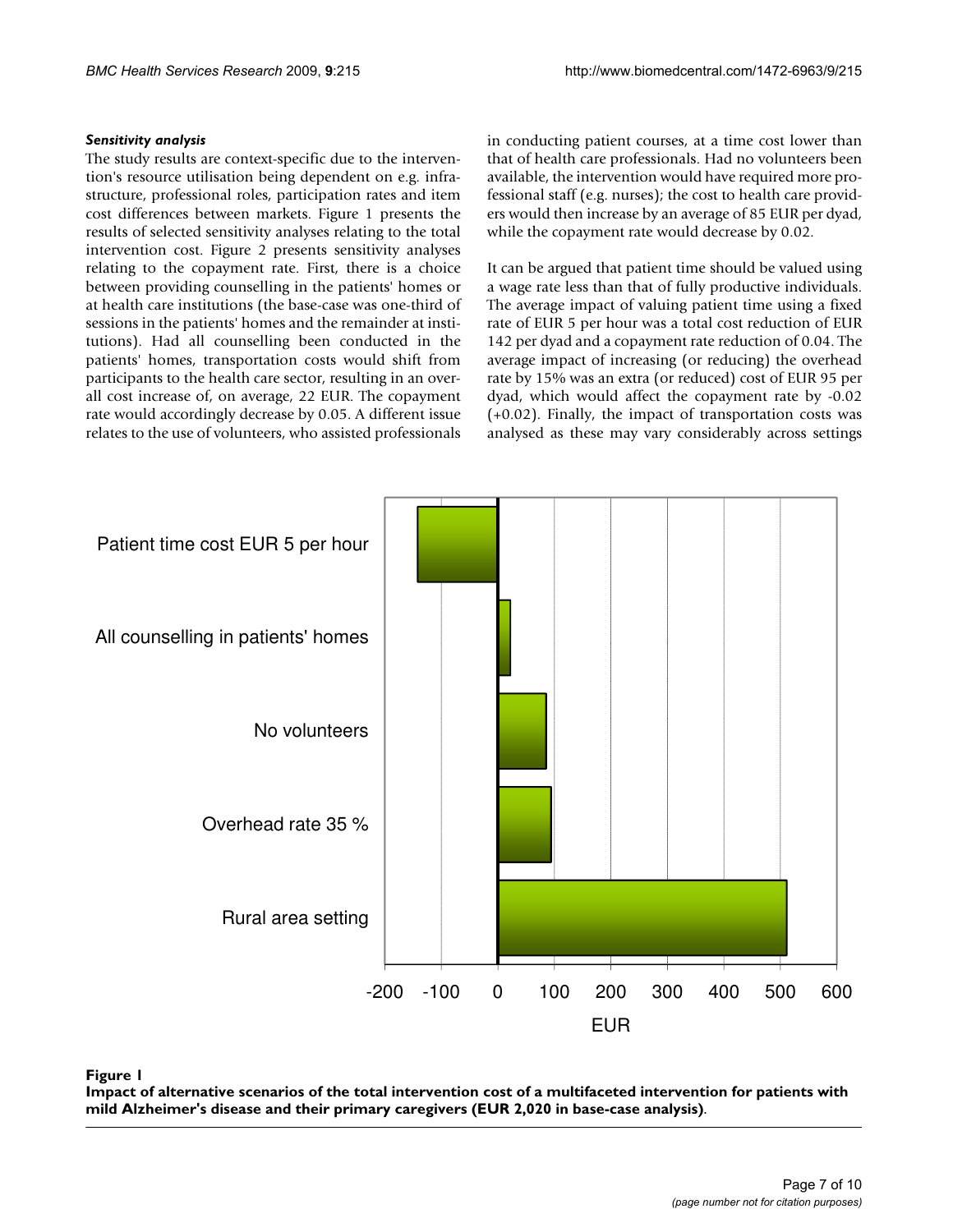#### *Sensitivity analysis*

The study results are context-specific due to the intervention's resource utilisation being dependent on e.g. infrastructure, professional roles, participation rates and item cost differences between markets. Figure 1 presents the results of selected sensitivity analyses relating to the total intervention cost. Figure 2 presents sensitivity analyses relating to the copayment rate. First, there is a choice between providing counselling in the patients' homes or at health care institutions (the base-case was one-third of sessions in the patients' homes and the remainder at institutions). Had all counselling been conducted in the patients' homes, transportation costs would shift from participants to the health care sector, resulting in an overall cost increase of, on average, 22 EUR. The copayment rate would accordingly decrease by 0.05. A different issue relates to the use of volunteers, who assisted professionals in conducting patient courses, at a time cost lower than that of health care professionals. Had no volunteers been available, the intervention would have required more professional staff (e.g. nurses); the cost to health care providers would then increase by an average of 85 EUR per dyad, while the copayment rate would decrease by 0.02.

It can be argued that patient time should be valued using a wage rate less than that of fully productive individuals. The average impact of valuing patient time using a fixed rate of EUR 5 per hour was a total cost reduction of EUR 142 per dyad and a copayment rate reduction of 0.04. The average impact of increasing (or reducing) the overhead rate by 15% was an extra (or reduced) cost of EUR 95 per dyad, which would affect the copayment rate by -0.02 (+0.02). Finally, the impact of transportation costs was analysed as these may vary considerably across settings

**Figure 1**
**Impact of alternative scenarios of the total intervention cost of a multifaceted intervention for patients with mild Alzheimer's disease and their primary caregivers (EUR 2,020 in base-case analysis)**.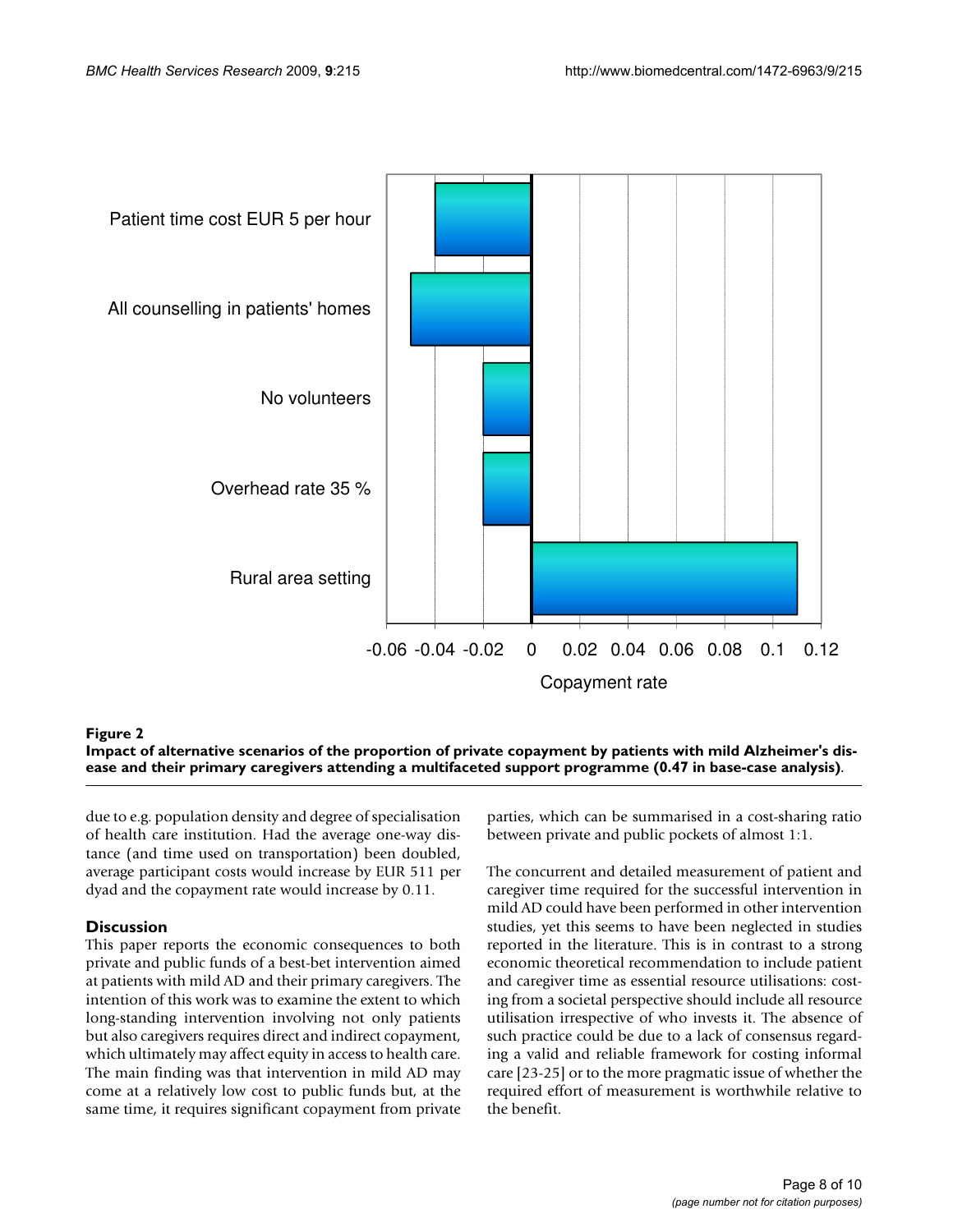**Figure 2**

**Impact of alternative scenarios of the proportion of private copayment by patients with mild Alzheimer's disease and their primary caregivers attending a multifaceted support programme (0.47 in base-case analysis)**.

due to e.g. population density and degree of specialisation of health care institution. Had the average one-way distance (and time used on transportation) been doubled, average participant costs would increase by EUR 511 per dyad and the copayment rate would increase by 0.11.

## Discussion

This paper reports the economic consequences to both private and public funds of a best-bet intervention aimed at patients with mild AD and their primary caregivers. The intention of this work was to examine the extent to which long-standing intervention involving not only patients but also caregivers requires direct and indirect copayment, which ultimately may affect equity in access to health care. The main finding was that intervention in mild AD may come at a relatively low cost to public funds but, at the same time, it requires significant copayment from private parties, which can be summarised in a cost-sharing ratio between private and public pockets of almost 1:1.

The concurrent and detailed measurement of patient and caregiver time required for the successful intervention in mild AD could have been performed in other intervention studies, yet this seems to have been neglected in studies reported in the literature. This is in contrast to a strong economic theoretical recommendation to include patient and caregiver time as essential resource utilisations: costing from a societal perspective should include all resource utilisation irrespective of who invests it. The absence of such practice could be due to a lack of consensus regarding a valid and reliable framework for costing informal care [23-25] or to the more pragmatic issue of whether the required effort of measurement is worthwhile relative to the benefit.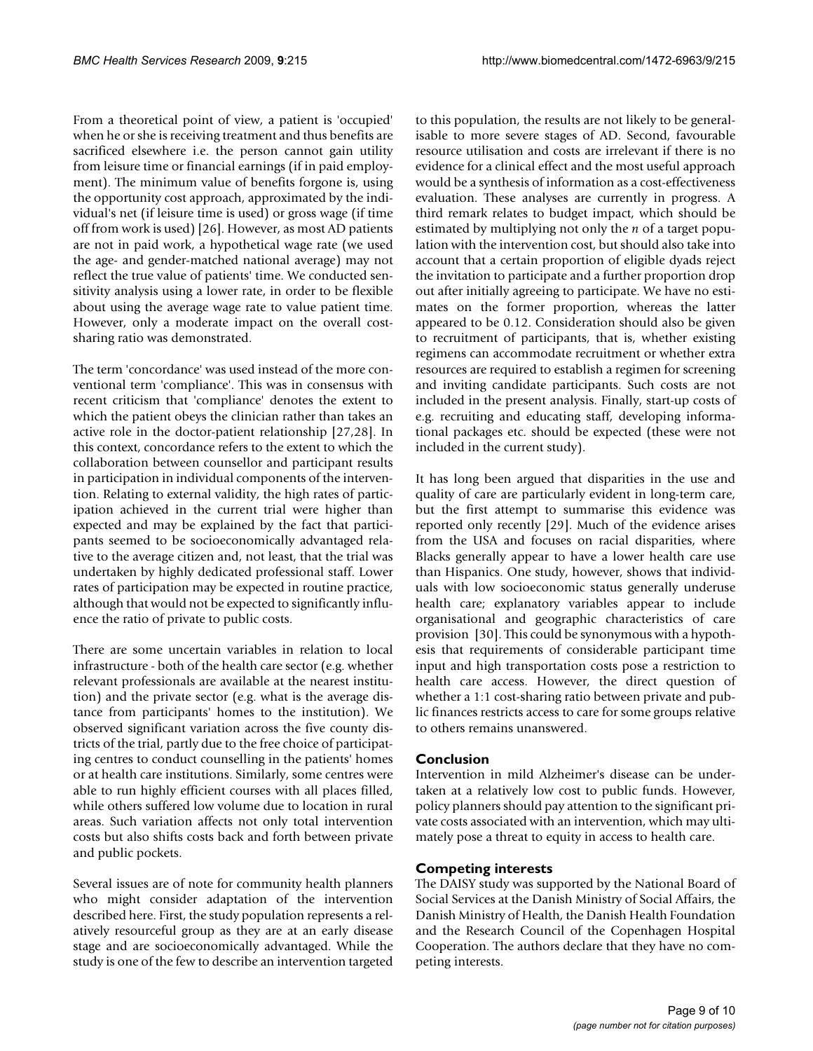From a theoretical point of view, a patient is 'occupied' when he or she is receiving treatment and thus benefits are sacrificed elsewhere i.e. the person cannot gain utility from leisure time or financial earnings (if in paid employment). The minimum value of benefits forgone is, using the opportunity cost approach, approximated by the individual's net (if leisure time is used) or gross wage (if time off from work is used) [26]. However, as most AD patients are not in paid work, a hypothetical wage rate (we used the age- and gender-matched national average) may not reflect the true value of patients' time. We conducted sensitivity analysis using a lower rate, in order to be flexible about using the average wage rate to value patient time. However, only a moderate impact on the overall cost-sharing ratio was demonstrated.

The term 'concordance' was used instead of the more conventional term 'compliance'. This was in consensus with recent criticism that 'compliance' denotes the extent to which the patient obeys the clinician rather than takes an active role in the doctor-patient relationship [27,28]. In this context, concordance refers to the extent to which the collaboration between counsellor and participant results in participation in individual components of the intervention. Relating to external validity, the high rates of participation achieved in the current trial were higher than expected and may be explained by the fact that participants seemed to be socioeconomically advantaged relative to the average citizen and, not least, that the trial was undertaken by highly dedicated professional staff. Lower rates of participation may be expected in routine practice, although that would not be expected to significantly influence the ratio of private to public costs.

There are some uncertain variables in relation to local infrastructure - both of the health care sector (e.g. whether relevant professionals are available at the nearest institution) and the private sector (e.g. what is the average distance from participants' homes to the institution). We observed significant variation across the five county districts of the trial, partly due to the free choice of participating centres to conduct counselling in the patients' homes or at health care institutions. Similarly, some centres were able to run highly efficient courses with all places filled, while others suffered low volume due to location in rural areas. Such variation affects not only total intervention costs but also shifts costs back and forth between private and public pockets.

Several issues are of note for community health planners who might consider adaptation of the intervention described here. First, the study population represents a relatively resourceful group as they are at an early disease stage and are socioeconomically advantaged. While the study is one of the few to describe an intervention targeted to this population, the results are not likely to be generalisable to more severe stages of AD. Second, favourable resource utilisation and costs are irrelevant if there is no evidence for a clinical effect and the most useful approach would be a synthesis of information as a cost-effectiveness evaluation. These analyses are currently in progress. A third remark relates to budget impact, which should be estimated by multiplying not only the *n* of a target population with the intervention cost, but should also take into account that a certain proportion of eligible dyads reject the invitation to participate and a further proportion drop out after initially agreeing to participate. We have no estimates on the former proportion, whereas the latter appeared to be 0.12. Consideration should also be given to recruitment of participants, that is, whether existing regimens can accommodate recruitment or whether extra resources are required to establish a regimen for screening and inviting candidate participants. Such costs are not included in the present analysis. Finally, start-up costs of e.g. recruiting and educating staff, developing informational packages etc. should be expected (these were not included in the current study).

It has long been argued that disparities in the use and quality of care are particularly evident in long-term care, but the first attempt to summarise this evidence was reported only recently [29]. Much of the evidence arises from the USA and focuses on racial disparities, where Blacks generally appear to have a lower health care use than Hispanics. One study, however, shows that individuals with low socioeconomic status generally underuse health care; explanatory variables appear to include organisational and geographic characteristics of care provision [30]. This could be synonymous with a hypothesis that requirements of considerable participant time input and high transportation costs pose a restriction to health care access. However, the direct question of whether a 1:1 cost-sharing ratio between private and public finances restricts access to care for some groups relative to others remains unanswered.

## Conclusion

Intervention in mild Alzheimer's disease can be undertaken at a relatively low cost to public funds. However, policy planners should pay attention to the significant private costs associated with an intervention, which may ultimately pose a threat to equity in access to health care.

## Competing interests

The DAISY study was supported by the National Board of Social Services at the Danish Ministry of Social Affairs, the Danish Ministry of Health, the Danish Health Foundation and the Research Council of the Copenhagen Hospital Cooperation. The authors declare that they have no competing interests.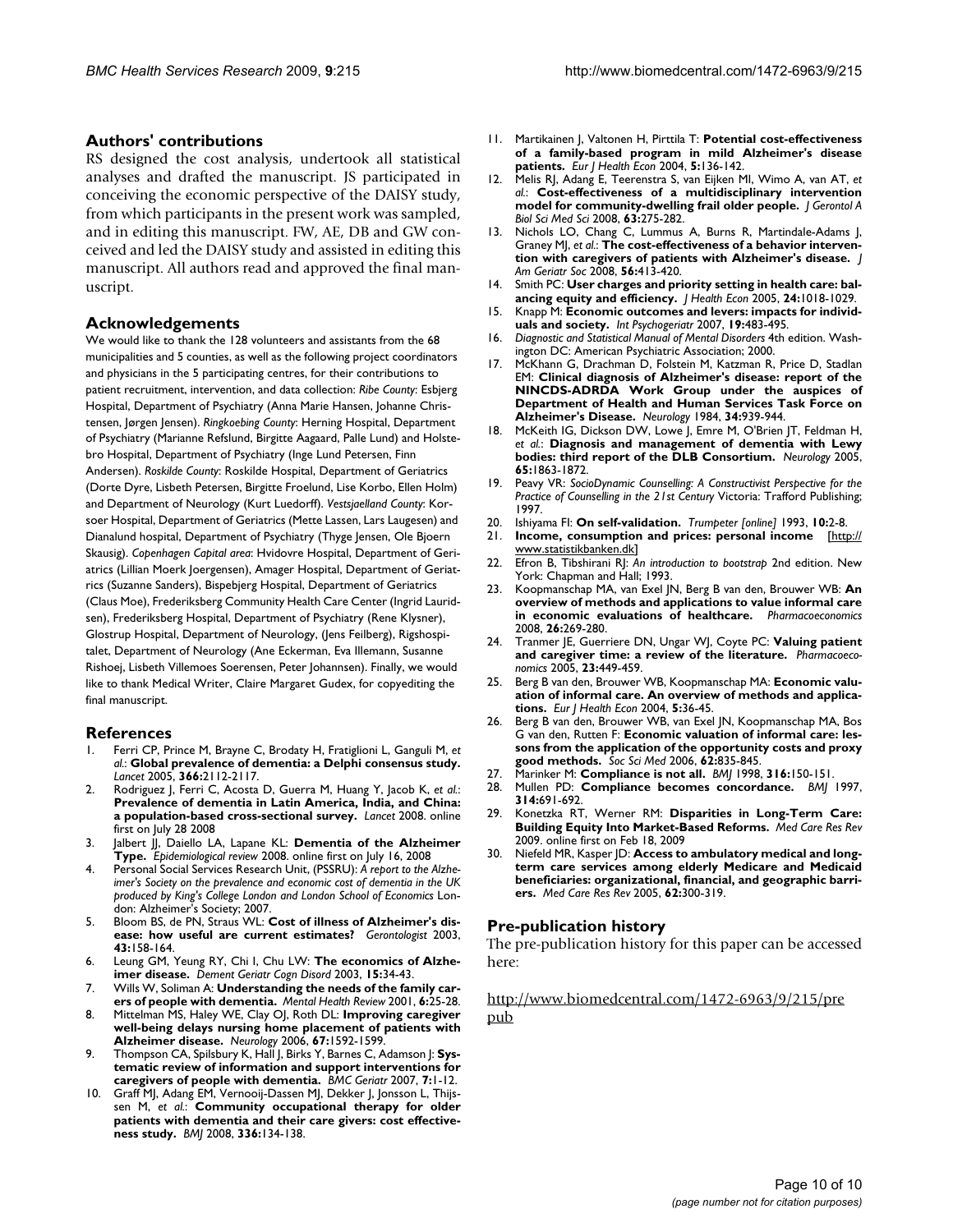## Authors' contributions

RS designed the cost analysis, undertook all statistical analyses and drafted the manuscript. JS participated in conceiving the economic perspective of the DAISY study, from which participants in the present work was sampled, and in editing this manuscript. FW, AE, DB and GW conceived and led the DAISY study and assisted in editing this manuscript. All authors read and approved the final manuscript.

## Acknowledgements

We would like to thank the 128 volunteers and assistants from the 68 municipalities and 5 counties, as well as the following project coordinators and physicians in the 5 participating centres, for their contributions to patient recruitment, intervention, and data collection: *Ribe County*: Esbjerg Hospital, Department of Psychiatry (Anna Marie Hansen, Johanne Christensen, Jørgen Jensen). *Ringkoebing County*: Herning Hospital, Department of Psychiatry (Marianne Refslund, Birgitte Aagaard, Palle Lund) and Holstebro Hospital, Department of Psychiatry (Inge Lund Petersen, Finn Andersen). *Roskilde County*: Roskilde Hospital, Department of Geriatrics (Dorte Dyre, Lisbeth Petersen, Birgitte Froelund, Lise Korbo, Ellen Holm) and Department of Neurology (Kurt Luedorff). *Vestsjaelland County*: Korsoer Hospital, Department of Geriatrics (Mette Lassen, Lars Laugesen) and Dianalund hospital, Department of Psychiatry (Thyge Jensen, Ole Bjoern Skausig). *Copenhagen Capital area*: Hvidovre Hospital, Department of Geriatrics (Lillian Moerk Joergensen), Amager Hospital, Department of Geriatrics (Suzanne Sanders), Bispebjerg Hospital, Department of Geriatrics (Claus Moe), Frederiksberg Community Health Care Center (Ingrid Lauridsen), Frederiksberg Hospital, Department of Psychiatry (Rene Klysner), Glostrup Hospital, Department of Neurology, (Jens Feilberg), Rigshospitalet, Department of Neurology (Ane Eckerman, Eva Illemann, Susanne Rishoej, Lisbeth Villemoes Soerensen, Peter Johannsen). Finally, we would like to thank Medical Writer, Claire Margaret Gudex, for copyediting the final manuscript.

## References

1. Ferri CP, Prince M, Brayne C, Brodaty H, Fratiglioni L, Ganguli M, *et al.*: **Global prevalence of dementia: a Delphi consensus study.** *Lancet* 2005, **366**:2112-2117.
2. Rodriguez J, Ferri C, Acosta D, Guerra M, Huang Y, Jacob K, *et al.*: **Prevalence of dementia in Latin America, India, and China: a population-based cross-sectional survey.** *Lancet* 2008. online first on July 28 2008
3. Jalbert JJ, Daiello LA, Lapane KL: **Dementia of the Alzheimer Type.** *Epidemiological review* 2008. online first on July 16, 2008
4. Personal Social Services Research Unit, (PSSRU): *A report to the Alzheimer's Society on the prevalence and economic cost of dementia in the UK produced by King's College London and London School of Economics* London: Alzheimer's Society; 2007.
5. Bloom BS, de PN, Straus WL: **Cost of illness of Alzheimer's disease: how useful are current estimates?** *Gerontologist* 2003, **43**:158-164.
6. Leung GM, Yeung RY, Chi I, Chu LW: **The economics of Alzheimer disease.** *Dement Geriatr Cogn Disord* 2003, **15**:34-43.
7. Wills W, Soliman A: **Understanding the needs of the family carers of people with dementia.** *Mental Health Review* 2001, **6**:25-28.
8. Mittelman MS, Haley WE, Clay OJ, Roth DL: **Improving caregiver well-being delays nursing home placement of patients with Alzheimer disease.** *Neurology* 2006, **67**:1592-1599.
9. Thompson CA, Spilsbury K, Hall J, Birks Y, Barnes C, Adamson J: **Systematic review of information and support interventions for caregivers of people with dementia.** *BMC Geriatr* 2007, **7**:1-12.
10. Graff MJ, Adang EM, Vernooij-Dassen MJ, Dekker J, Jonsson L, Thijssen M, *et al.*: **Community occupational therapy for older patients with dementia and their care givers: cost effectiveness study.** *BMJ* 2008, **336**:134-138.
11. Martikainen J, Valtonen H, Pirttila T: **Potential cost-effectiveness of a family-based program in mild Alzheimer's disease patients.** *Eur J Health Econ* 2004, **5**:136-142.
12. Melis RJ, Adang E, Teerenstra S, van Eijken MI, Wimo A, van AT, *et al.*: **Cost-effectiveness of a multidisciplinary intervention model for community-dwelling frail older people.** *J Gerontol A Biol Sci Med Sci* 2008, **63**:275-282.
13. Nichols LO, Chang C, Lummus A, Burns R, Martindale-Adams J, Graney MJ, *et al.*: **The cost-effectiveness of a behavior intervention with caregivers of patients with Alzheimer's disease.** *J Am Geriatr Soc* 2008, **56**:413-420.
14. Smith PC: **User charges and priority setting in health care: balancing equity and efficiency.** *J Health Econ* 2005, **24**:1018-1029.
15. Knapp M: **Economic outcomes and levers: impacts for individuals and society.** *Int Psychogeriatr* 2007, **19**:483-495.
16. *Diagnostic and Statistical Manual of Mental Disorders* 4th edition. Washington DC: American Psychiatric Association; 2000.
17. McKhann G, Drachman D, Folstein M, Katzman R, Price D, Stadlan EM: **Clinical diagnosis of Alzheimer's disease: report of the NINCDS-ADRDA Work Group under the auspices of Department of Health and Human Services Task Force on Alzheimer's Disease.** *Neurology* 1984, **34**:939-944.
18. McKeith IG, Dickson DW, Lowe J, Emre M, O'Brien JT, Feldman H, *et al.*: **Diagnosis and management of dementia with Lewy bodies: third report of the DLB Consortium.** *Neurology* 2005, **65**:1863-1872.
19. Peavy VR: *SocioDynamic Counselling: A Constructivist Perspective for the Practice of Counselling in the 21st Century* Victoria: Trafford Publishing; 1997.
20. Ishiyama FI: **On self-validation.** *Trumpeter [online]* 1993, **10**:2-8.
21. **Income, consumption and prices: personal income** [http://www.statistikbanken.dk]
22. Efron B, Tibshirani RJ: *An introduction to bootstrap* 2nd edition. New York: Chapman and Hall; 1993.
23. Koopmanschap MA, van Exel JN, Berg B van den, Brouwer WB: **An overview of methods and applications to value informal care in economic evaluations of healthcare.** *Pharmacoeconomics* 2008, **26**:269-280.
24. Tranmer JE, Guerriere DN, Ungar WJ, Coyte PC: **Valuing patient and caregiver time: a review of the literature.** *Pharmacoeconomics* 2005, **23**:449-459.
25. Berg B van den, Brouwer WB, Koopmanschap MA: **Economic valuation of informal care. An overview of methods and applications.** *Eur J Health Econ* 2004, **5**:36-45.
26. Berg B van den, Brouwer WB, van Exel JN, Koopmanschap MA, Bos G van den, Rutten F: **Economic valuation of informal care: lessons from the application of the opportunity costs and proxy good methods.** *Soc Sci Med* 2006, **62**:835-845.
27. Marinker M: **Compliance is not all.** *BMJ* 1998, **316**:150-151.
28. Mullen PD: **Compliance becomes concordance.** *BMJ* 1997, **314**:691-692.
29. Konetzka RT, Werner RM: **Disparities in Long-Term Care: Building Equity Into Market-Based Reforms.** *Med Care Res Rev* 2009. online first on Feb 18, 2009
30. Niefeld MR, Kasper JD: **Access to ambulatory medical and long-term care services among elderly Medicare and Medicaid beneficiaries: organizational, financial, and geographic barriers.** *Med Care Res Rev* 2005, **62**:300-319.

## Pre-publication history

The pre-publication history for this paper can be accessed here:

http://www.biomedcentral.com/1472-6963/9/215/prepub